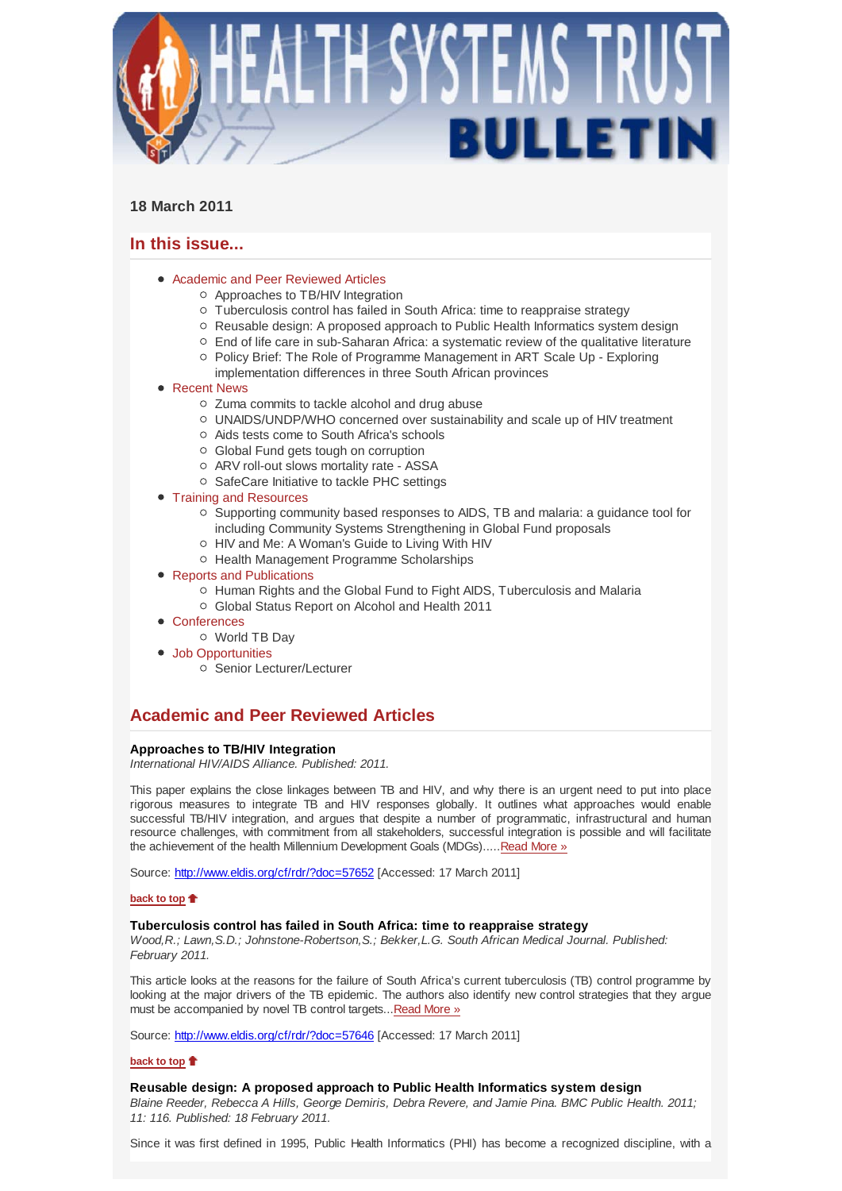# HEALTH SYSTEMS TRUST BULLETIN

**18 March 2011**

## In this issue...

- Academic and Peer Reviewed Articles
  - Approaches to TB/HIV Integration
  - Tuberculosis control has failed in South Africa: time to reappraise strategy
  - Reusable design: A proposed approach to Public Health Informatics system design
  - End of life care in sub-Saharan Africa: a systematic review of the qualitative literature
  - Policy Brief: The Role of Programme Management in ART Scale Up - Exploring implementation differences in three South African provinces
- Recent News
  - Zuma commits to tackle alcohol and drug abuse
  - UNAIDS/UNDP/WHO concerned over sustainability and scale up of HIV treatment
  - Aids tests come to South Africa's schools
  - Global Fund gets tough on corruption
  - ARV roll-out slows mortality rate - ASSA
  - SafeCare Initiative to tackle PHC settings
- Training and Resources
  - Supporting community based responses to AIDS, TB and malaria: a guidance tool for including Community Systems Strengthening in Global Fund proposals
  - HIV and Me: A Woman's Guide to Living With HIV
  - Health Management Programme Scholarships
- Reports and Publications
  - Human Rights and the Global Fund to Fight AIDS, Tuberculosis and Malaria
  - Global Status Report on Alcohol and Health 2011
- Conferences
  - World TB Day
- Job Opportunities
  - Senior Lecturer/Lecturer

## Academic and Peer Reviewed Articles

**Approaches to TB/HIV Integration**
*International HIV/AIDS Alliance. Published: 2011.*

This paper explains the close linkages between TB and HIV, and why there is an urgent need to put into place rigorous measures to integrate TB and HIV responses globally. It outlines what approaches would enable successful TB/HIV integration, and argues that despite a number of programmatic, infrastructural and human resource challenges, with commitment from all stakeholders, successful integration is possible and will facilitate the achievement of the health Millennium Development Goals (MDGs).....Read More »

Source: http://www.eldis.org/cf/rdr/?doc=57652 [Accessed: 17 March 2011]

**back to top**

**Tuberculosis control has failed in South Africa: time to reappraise strategy**
*Wood,R.; Lawn,S.D.; Johnstone-Robertson,S.; Bekker,L.G. South African Medical Journal. Published: February 2011.*

This article looks at the reasons for the failure of South Africa's current tuberculosis (TB) control programme by looking at the major drivers of the TB epidemic. The authors also identify new control strategies that they argue must be accompanied by novel TB control targets...Read More »

Source: http://www.eldis.org/cf/rdr/?doc=57646 [Accessed: 17 March 2011]

**back to top**

**Reusable design: A proposed approach to Public Health Informatics system design**
*Blaine Reeder, Rebecca A Hills, George Demiris, Debra Revere, and Jamie Pina. BMC Public Health. 2011; 11: 116. Published: 18 February 2011.*

Since it was first defined in 1995, Public Health Informatics (PHI) has become a recognized discipline, with a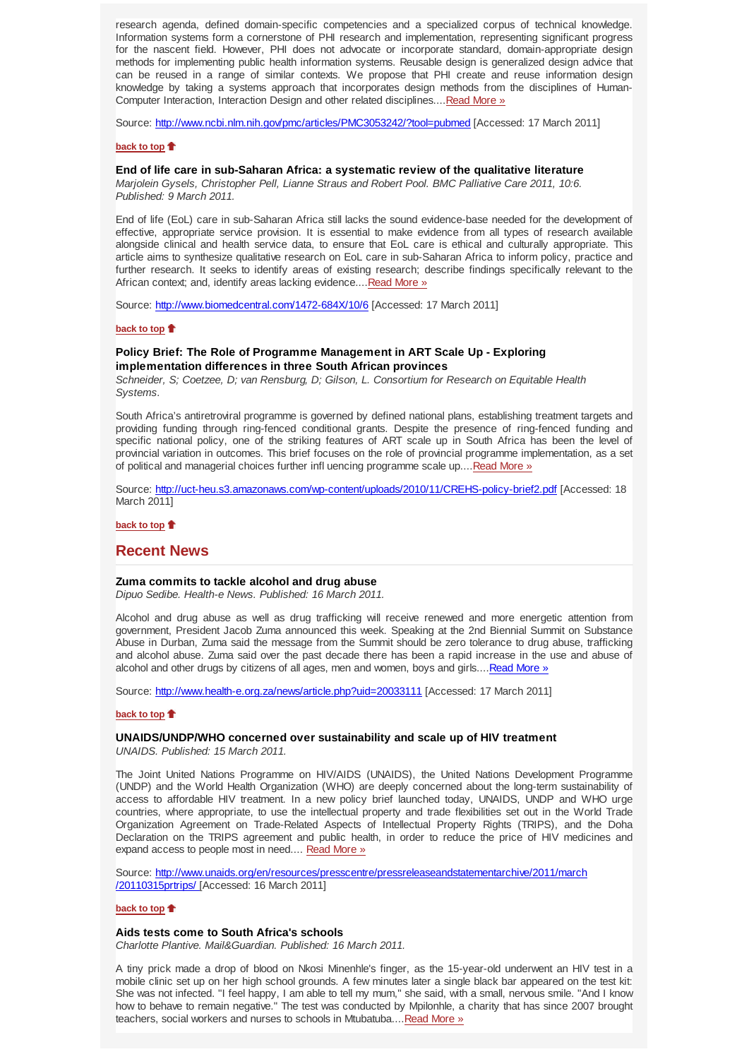research agenda, defined domain-specific competencies and a specialized corpus of technical knowledge. Information systems form a cornerstone of PHI research and implementation, representing significant progress for the nascent field. However, PHI does not advocate or incorporate standard, domain-appropriate design methods for implementing public health information systems. Reusable design is generalized design advice that can be reused in a range of similar contexts. We propose that PHI create and reuse information design knowledge by taking a systems approach that incorporates design methods from the disciplines of Human-Computer Interaction, Interaction Design and other related disciplines....Read More »

Source: http://www.ncbi.nlm.nih.gov/pmc/articles/PMC3053242/?tool=pubmed [Accessed: 17 March 2011]

**back to top**

### End of life care in sub-Saharan Africa: a systematic review of the qualitative literature

*Marjolein Gysels, Christopher Pell, Lianne Straus and Robert Pool. BMC Palliative Care 2011, 10:6. Published: 9 March 2011.*

End of life (EoL) care in sub-Saharan Africa still lacks the sound evidence-base needed for the development of effective, appropriate service provision. It is essential to make evidence from all types of research available alongside clinical and health service data, to ensure that EoL care is ethical and culturally appropriate. This article aims to synthesize qualitative research on EoL care in sub-Saharan Africa to inform policy, practice and further research. It seeks to identify areas of existing research; describe findings specifically relevant to the African context; and, identify areas lacking evidence....Read More »

Source: http://www.biomedcentral.com/1472-684X/10/6 [Accessed: 17 March 2011]

**back to top**

### Policy Brief: The Role of Programme Management in ART Scale Up - Exploring implementation differences in three South African provinces

*Schneider, S; Coetzee, D; van Rensburg, D; Gilson, L. Consortium for Research on Equitable Health Systems.*

South Africa's antiretroviral programme is governed by defined national plans, establishing treatment targets and providing funding through ring-fenced conditional grants. Despite the presence of ring-fenced funding and specific national policy, one of the striking features of ART scale up in South Africa has been the level of provincial variation in outcomes. This brief focuses on the role of provincial programme implementation, as a set of political and managerial choices further infl uencing programme scale up....Read More »

Source: http://uct-heu.s3.amazonaws.com/wp-content/uploads/2010/11/CREHS-policy-brief2.pdf [Accessed: 18 March 2011]

**back to top**

## Recent News

### Zuma commits to tackle alcohol and drug abuse

*Dipuo Sedibe. Health-e News. Published: 16 March 2011.*

Alcohol and drug abuse as well as drug trafficking will receive renewed and more energetic attention from government, President Jacob Zuma announced this week. Speaking at the 2nd Biennial Summit on Substance Abuse in Durban, Zuma said the message from the Summit should be zero tolerance to drug abuse, trafficking and alcohol abuse. Zuma said over the past decade there has been a rapid increase in the use and abuse of alcohol and other drugs by citizens of all ages, men and women, boys and girls....Read More »

Source: http://www.health-e.org.za/news/article.php?uid=20033111 [Accessed: 17 March 2011]

**back to top**

### UNAIDS/UNDP/WHO concerned over sustainability and scale up of HIV treatment

*UNAIDS. Published: 15 March 2011.*

The Joint United Nations Programme on HIV/AIDS (UNAIDS), the United Nations Development Programme (UNDP) and the World Health Organization (WHO) are deeply concerned about the long-term sustainability of access to affordable HIV treatment. In a new policy brief launched today, UNAIDS, UNDP and WHO urge countries, where appropriate, to use the intellectual property and trade flexibilities set out in the World Trade Organization Agreement on Trade-Related Aspects of Intellectual Property Rights (TRIPS), and the Doha Declaration on the TRIPS agreement and public health, in order to reduce the price of HIV medicines and expand access to people most in need.... Read More »

Source: http://www.unaids.org/en/resources/presscentre/pressreleaseandstatementarchive/2011/march/20110315prtrips/ [Accessed: 16 March 2011]

**back to top**

### Aids tests come to South Africa's schools

*Charlotte Plantive. Mail&Guardian. Published: 16 March 2011.*

A tiny prick made a drop of blood on Nkosi Minenhle's finger, as the 15-year-old underwent an HIV test in a mobile clinic set up on her high school grounds. A few minutes later a single black bar appeared on the test kit: She was not infected. "I feel happy, I am able to tell my mum," she said, with a small, nervous smile. "And I know how to behave to remain negative." The test was conducted by Mpilonhle, a charity that has since 2007 brought teachers, social workers and nurses to schools in Mtubatuba....Read More »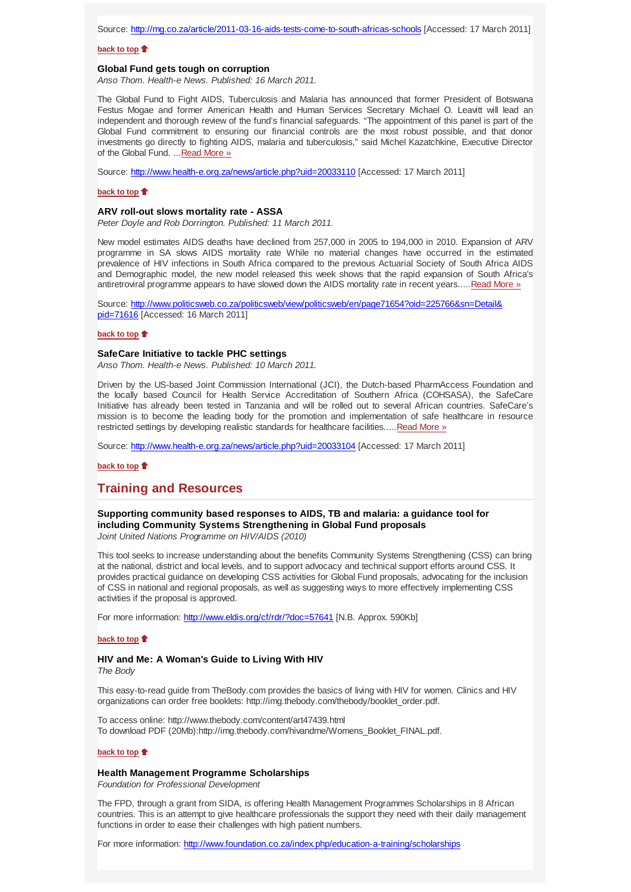Source: [http://mg.co.za/article/2011-03-16-aids-tests-come-to-south-africas-schools](http://mg.co.za/article/2011-03-16-aids-tests-come-to-south-africas-schools) [Accessed: 17 March 2011]

**back to top**

### Global Fund gets tough on corruption

*Anso Thom. Health-e News. Published: 16 March 2011.*

The Global Fund to Fight AIDS, Tuberculosis and Malaria has announced that former President of Botswana Festus Mogae and former American Health and Human Services Secretary Michael O. Leavitt will lead an independent and thorough review of the fund's financial safeguards. "The appointment of this panel is part of the Global Fund commitment to ensuring our financial controls are the most robust possible, and that donor investments go directly to fighting AIDS, malaria and tuberculosis," said Michel Kazatchkine, Executive Director of the Global Fund. ...Read More »

Source: [http://www.health-e.org.za/news/article.php?uid=20033110](http://www.health-e.org.za/news/article.php?uid=20033110) [Accessed: 17 March 2011]

**back to top**

### ARV roll-out slows mortality rate - ASSA

*Peter Doyle and Rob Dorrington. Published: 11 March 2011.*

New model estimates AIDS deaths have declined from 257,000 in 2005 to 194,000 in 2010. Expansion of ARV programme in SA slows AIDS mortality rate While no material changes have occurred in the estimated prevalence of HIV infections in South Africa compared to the previous Actuarial Society of South Africa AIDS and Demographic model, the new model released this week shows that the rapid expansion of South Africa's antiretroviral programme appears to have slowed down the AIDS mortality rate in recent years.....Read More »

Source: [http://www.politicsweb.co.za/politicsweb/view/politicsweb/en/page71654?oid=225766&sn=Detail&pid=71616](http://www.politicsweb.co.za/politicsweb/view/politicsweb/en/page71654?oid=225766&sn=Detail&pid=71616) [Accessed: 16 March 2011]

**back to top**

### SafeCare Initiative to tackle PHC settings

*Anso Thom. Health-e News. Published: 10 March 2011.*

Driven by the US-based Joint Commission International (JCI), the Dutch-based PharmAccess Foundation and the locally based Council for Health Service Accreditation of Southern Africa (COHSASA), the SafeCare Initiative has already been tested in Tanzania and will be rolled out to several African countries. SafeCare's mission is to become the leading body for the promotion and implementation of safe healthcare in resource restricted settings by developing realistic standards for healthcare facilities.....Read More »

Source: [http://www.health-e.org.za/news/article.php?uid=20033104](http://www.health-e.org.za/news/article.php?uid=20033104) [Accessed: 17 March 2011]

**back to top**

## Training and Resources

### Supporting community based responses to AIDS, TB and malaria: a guidance tool for including Community Systems Strengthening in Global Fund proposals

*Joint United Nations Programme on HIV/AIDS (2010)*

This tool seeks to increase understanding about the benefits Community Systems Strengthening (CSS) can bring at the national, district and local levels, and to support advocacy and technical support efforts around CSS. It provides practical guidance on developing CSS activities for Global Fund proposals, advocating for the inclusion of CSS in national and regional proposals, as well as suggesting ways to more effectively implementing CSS activities if the proposal is approved.

For more information: [http://www.eldis.org/cf/rdr/?doc=57641](http://www.eldis.org/cf/rdr/?doc=57641) [N.B. Approx. 590Kb]

**back to top**

### HIV and Me: A Woman's Guide to Living With HIV

*The Body*

This easy-to-read guide from TheBody.com provides the basics of living with HIV for women. Clinics and HIV organizations can order free booklets: http://img.thebody.com/thebody/booklet_order.pdf.

To access online: http://www.thebody.com/content/art47439.html
To download PDF (20Mb):http://img.thebody.com/hivandme/Womens_Booklet_FINAL.pdf.

**back to top**

### Health Management Programme Scholarships

*Foundation for Professional Development*

The FPD, through a grant from SIDA, is offering Health Management Programmes Scholarships in 8 African countries. This is an attempt to give healthcare professionals the support they need with their daily management functions in order to ease their challenges with high patient numbers.

For more information: [http://www.foundation.co.za/index.php/education-a-training/scholarships](http://www.foundation.co.za/index.php/education-a-training/scholarships)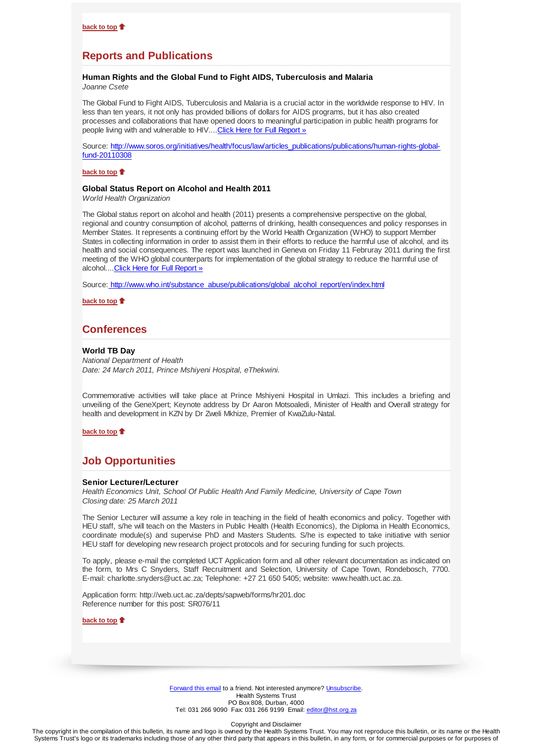[back to top](#)

## Reports and Publications

**Human Rights and the Global Fund to Fight AIDS, Tuberculosis and Malaria**
*Joanne Csete*

The Global Fund to Fight AIDS, Tuberculosis and Malaria is a crucial actor in the worldwide response to HIV. In less than ten years, it not only has provided billions of dollars for AIDS programs, but it has also created processes and collaborations that have opened doors to meaningful participation in public health programs for people living with and vulnerable to HIV....[Click Here for Full Report »](#)

Source: [http://www.soros.org/initiatives/health/focus/law/articles_publications/publications/human-rights-global-fund-20110308](http://www.soros.org/initiatives/health/focus/law/articles_publications/publications/human-rights-global-fund-20110308)

[back to top](#)

**Global Status Report on Alcohol and Health 2011**
*World Health Organization*

The Global status report on alcohol and health (2011) presents a comprehensive perspective on the global, regional and country consumption of alcohol, patterns of drinking, health consequences and policy responses in Member States. It represents a continuing effort by the World Health Organization (WHO) to support Member States in collecting information in order to assist them in their efforts to reduce the harmful use of alcohol, and its health and social consequences. The report was launched in Geneva on Friday 11 Februray 2011 during the first meeting of the WHO global counterparts for implementation of the global strategy to reduce the harmful use of alcohol....[Click Here for Full Report »](#)

Source: [http://www.who.int/substance_abuse/publications/global_alcohol_report/en/index.html](http://www.who.int/substance_abuse/publications/global_alcohol_report/en/index.html)

[back to top](#)

## Conferences

**World TB Day**
*National Department of Health*
*Date: 24 March 2011, Prince Mshiyeni Hospital, eThekwini.*

Commemorative activities will take place at Prince Mshiyeni Hospital in Umlazi. This includes a briefing and unveiling of the GeneXpert; Keynote address by Dr Aaron Motsoaledi, Minister of Health and Overall strategy for health and development in KZN by Dr Zweli Mkhize, Premier of KwaZulu-Natal.

[back to top](#)

## Job Opportunities

**Senior Lecturer/Lecturer**
*Health Economics Unit, School Of Public Health And Family Medicine, University of Cape Town*
*Closing date: 25 March 2011*

The Senior Lecturer will assume a key role in teaching in the field of health economics and policy. Together with HEU staff, s/he will teach on the Masters in Public Health (Health Economics), the Diploma in Health Economics, coordinate module(s) and supervise PhD and Masters Students. S/he is expected to take initiative with senior HEU staff for developing new research project protocols and for securing funding for such projects.

To apply, please e-mail the completed UCT Application form and all other relevant documentation as indicated on the form, to Mrs C Snyders, Staff Recruitment and Selection, University of Cape Town, Rondebosch, 7700. E-mail: charlotte.snyders@uct.ac.za; Telephone: +27 21 650 5405; website: www.health.uct.ac.za.

Application form: http://web.uct.ac.za/depts/sapweb/forms/hr201.doc
Reference number for this post: SR076/11

[back to top](#)

[Forward this email](#) to a friend. Not interested anymore? [Unsubscribe](#).
Health Systems Trust
PO Box 808, Durban, 4000
Tel: 031 266 9090 Fax: 031 266 9199 Email: [editor@hst.org.za](mailto:editor@hst.org.za)

Copyright and Disclaimer
The copyright in the compilation of this bulletin, its name and logo is owned by the Health Systems Trust. You may not reproduce this bulletin, or its name or the Health Systems Trust's logo or its trademarks including those of any other third party that appears in this bulletin, in any form, or for commercial purposes or for purposes of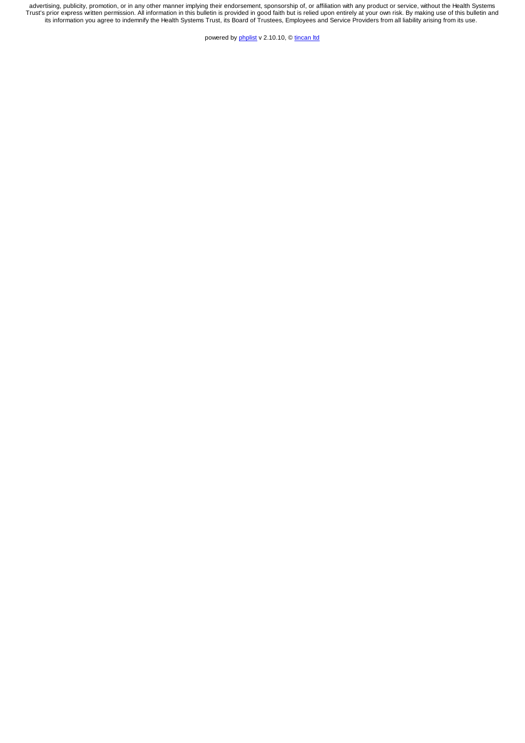advertising, publicity, promotion, or in any other manner implying their endorsement, sponsorship of, or affiliation with any product or service, without the Health Systems Trust's prior express written permission. All information in this bulletin is provided in good faith but is relied upon entirely at your own risk. By making use of this bulletin and its information you agree to indemnify the Health Systems Trust, its Board of Trustees, Employees and Service Providers from all liability arising from its use.

powered by phplist v 2.10.10, © tincan ltd